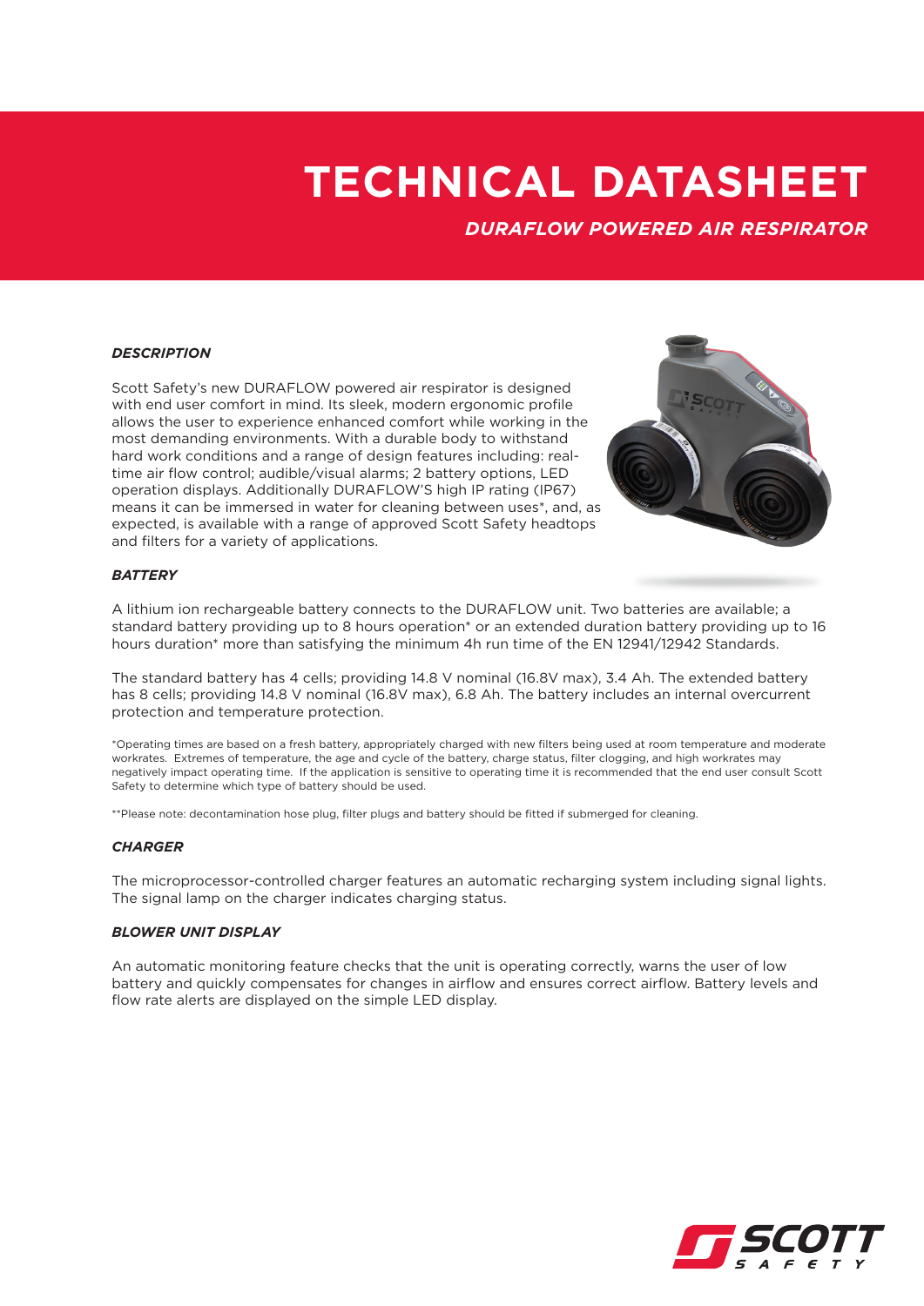# TECHNICAL DATASHEET

## *DURAFLOW POWERED AIR RESPIRATOR*

### *DESCRIPTION*

Scott Safety's new DURAFLOW powered air respirator is designed with end user comfort in mind. Its sleek, modern ergonomic profile allows the user to experience enhanced comfort while working in the most demanding environments. With a durable body to withstand hard work conditions and a range of design features including: real-time air flow control; audible/visual alarms; 2 battery options, LED operation displays. Additionally DURAFLOW'S high IP rating (IP67) means it can be immersed in water for cleaning between uses*, and, as expected, is available with a range of approved Scott Safety headtops and filters for a variety of applications.

### *BATTERY*

A lithium ion rechargeable battery connects to the DURAFLOW unit. Two batteries are available; a standard battery providing up to 8 hours operation* or an extended duration battery providing up to 16 hours duration* more than satisfying the minimum 4h run time of the EN 12941/12942 Standards.

The standard battery has 4 cells; providing 14.8 V nominal (16.8V max), 3.4 Ah. The extended battery has 8 cells; providing 14.8 V nominal (16.8V max), 6.8 Ah. The battery includes an internal overcurrent protection and temperature protection.

*Operating times are based on a fresh battery, appropriately charged with new filters being used at room temperature and moderate workrates. Extremes of temperature, the age and cycle of the battery, charge status, filter clogging, and high workrates may negatively impact operating time. If the application is sensitive to operating time it is recommended that the end user consult Scott Safety to determine which type of battery should be used.

**Please note: decontamination hose plug, filter plugs and battery should be fitted if submerged for cleaning.

### *CHARGER*

The microprocessor-controlled charger features an automatic recharging system including signal lights. The signal lamp on the charger indicates charging status.

### *BLOWER UNIT DISPLAY*

An automatic monitoring feature checks that the unit is operating correctly, warns the user of low battery and quickly compensates for changes in airflow and ensures correct airflow. Battery levels and flow rate alerts are displayed on the simple LED display.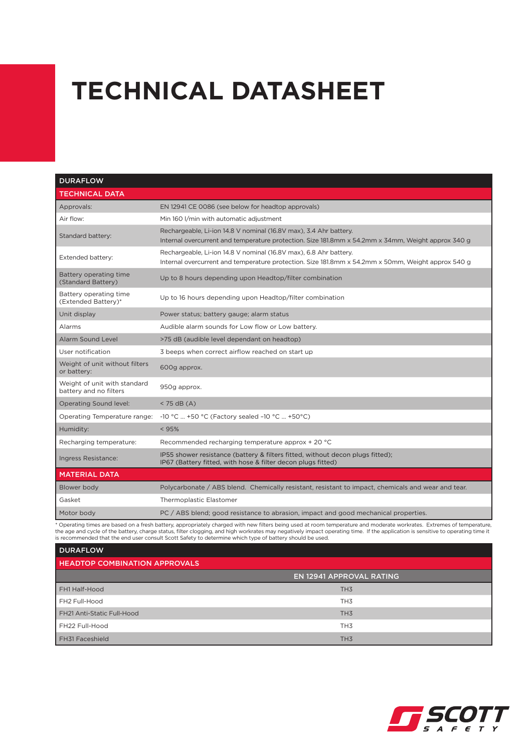# TECHNICAL DATASHEET

| DURAFLOW | |
|---|---|
| **TECHNICAL DATA** | |
| Approvals: | EN 12941 CE 0086 (see below for headtop approvals) |
| Air flow: | Min 160 l/min with automatic adjustment |
| Standard battery: | Rechargeable, Li-ion 14.8 V nominal (16.8V max), 3.4 Ahr battery. Internal overcurrent and temperature protection. Size 181.8mm x 54.2mm x 34mm, Weight approx 340 g |
| Extended battery: | Rechargeable, Li-ion 14.8 V nominal (16.8V max), 6.8 Ahr battery. Internal overcurrent and temperature protection. Size 181.8mm x 54.2mm x 50mm, Weight approx 540 g |
| Battery operating time (Standard Battery) | Up to 8 hours depending upon Headtop/filter combination |
| Battery operating time (Extended Battery)* | Up to 16 hours depending upon Headtop/filter combination |
| Unit display | Power status; battery gauge; alarm status |
| Alarms | Audible alarm sounds for Low flow or Low battery. |
| Alarm Sound Level | >75 dB (audible level dependant on headtop) |
| User notification | 3 beeps when correct airflow reached on start up |
| Weight of unit without filters or battery: | 600g approx. |
| Weight of unit with standard battery and no filters | 950g approx. |
| Operating Sound level: | < 75 dB (A) |
| Operating Temperature range: | -10 °C ... +50 °C (Factory sealed –10 °C ... +50°C) |
| Humidity: | < 95% |
| Recharging temperature: | Recommended recharging temperature approx + 20 °C |
| Ingress Resistance: | IP55 shower resistance (battery & filters fitted, without decon plugs fitted); IP67 (Battery fitted, with hose & filter decon plugs fitted) |
| **MATERIAL DATA** | |
| Blower body | Polycarbonate / ABS blend. Chemically resistant, resistant to impact, chemicals and wear and tear. |
| Gasket | Thermoplastic Elastomer |
| Motor body | PC / ABS blend; good resistance to abrasion, impact and good mechanical properties. |

\* Operating times are based on a fresh battery, appropriately charged with new filters being used at room temperature and moderate workrates. Extremes of temperature, the age and cycle of the battery, charge status, filter clogging, and high workrates may negatively impact operating time. If the application is sensitive to operating time it is recommended that the end user consult Scott Safety to determine which type of battery should be used.

| DURAFLOW | |
|---|---|
| **HEADTOP COMBINATION APPROVALS** | |
| | **EN 12941 APPROVAL RATING** |
| FH1 Half-Hood | TH3 |
| FH2 Full-Hood | TH3 |
| FH21 Anti-Static Full-Hood | TH3 |
| FH22 Full-Hood | TH3 |
| FH31 Faceshield | TH3 |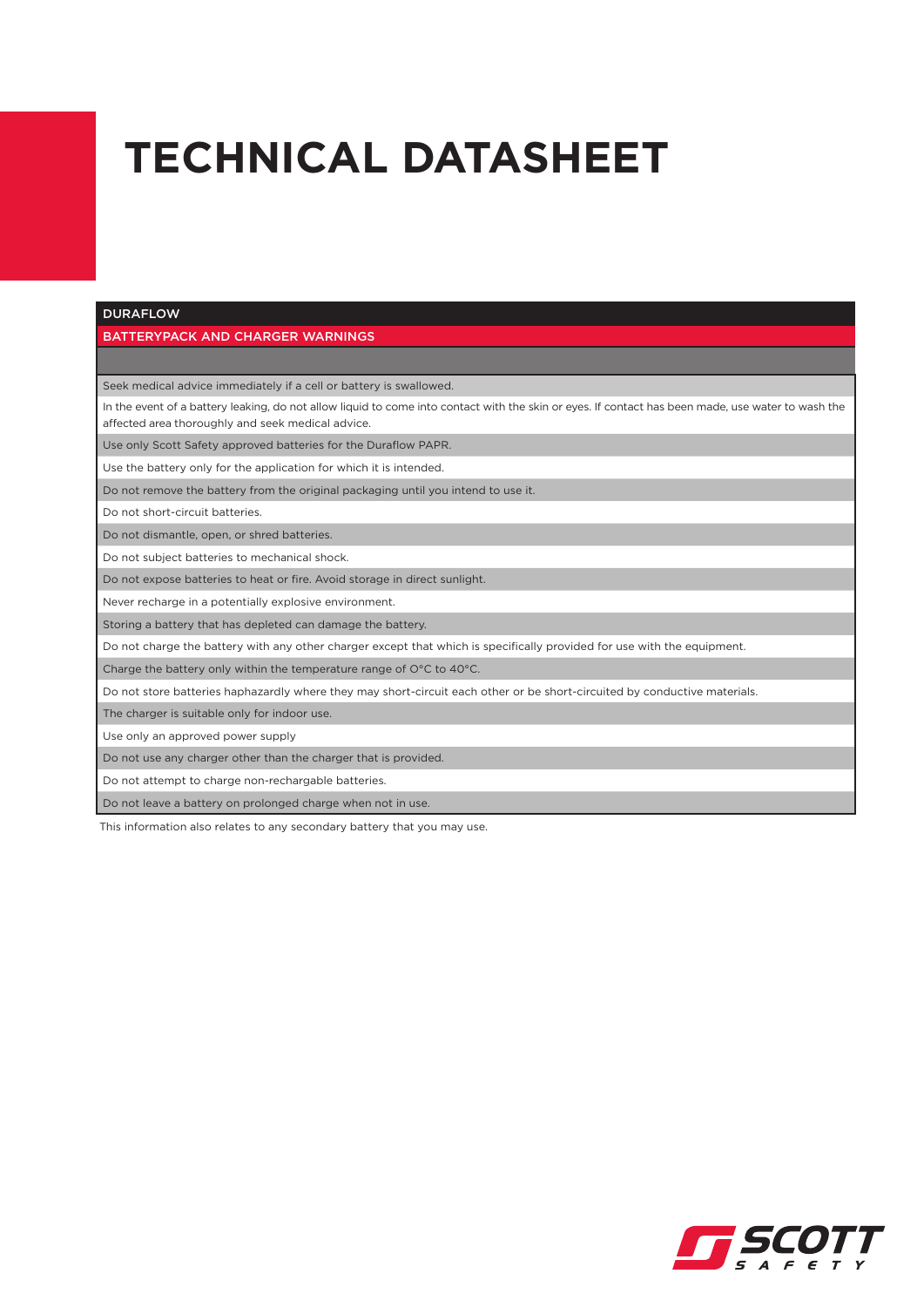# TECHNICAL DATASHEET

| DURAFLOW |
|---|
| BATTERYPACK AND CHARGER WARNINGS |
| |
| Seek medical advice immediately if a cell or battery is swallowed. |
| In the event of a battery leaking, do not allow liquid to come into contact with the skin or eyes. If contact has been made, use water to wash the affected area thoroughly and seek medical advice. |
| Use only Scott Safety approved batteries for the Duraflow PAPR. |
| Use the battery only for the application for which it is intended. |
| Do not remove the battery from the original packaging until you intend to use it. |
| Do not short-circuit batteries. |
| Do not dismantle, open, or shred batteries. |
| Do not subject batteries to mechanical shock. |
| Do not expose batteries to heat or fire. Avoid storage in direct sunlight. |
| Never recharge in a potentially explosive environment. |
| Storing a battery that has depleted can damage the battery. |
| Do not charge the battery with any other charger except that which is specifically provided for use with the equipment. |
| Charge the battery only within the temperature range of O°C to 40°C. |
| Do not store batteries haphazardly where they may short-circuit each other or be short-circuited by conductive materials. |
| The charger is suitable only for indoor use. |
| Use only an approved power supply |
| Do not use any charger other than the charger that is provided. |
| Do not attempt to charge non-rechargable batteries. |
| Do not leave a battery on prolonged charge when not in use. |

This information also relates to any secondary battery that you may use.

SCOTT SAFETY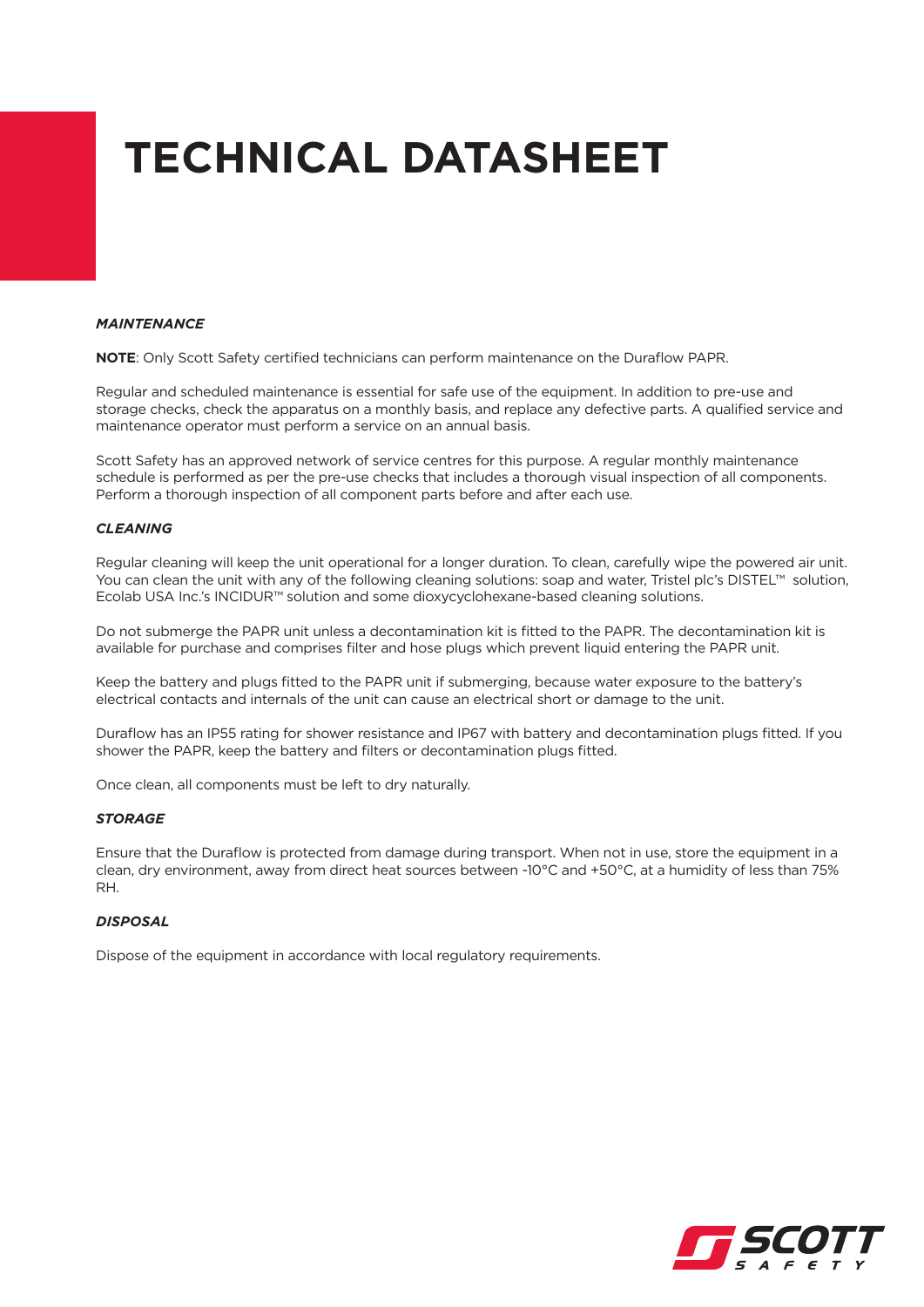# TECHNICAL DATASHEET

### *MAINTENANCE*

**NOTE**: Only Scott Safety certified technicians can perform maintenance on the Duraflow PAPR.

Regular and scheduled maintenance is essential for safe use of the equipment. In addition to pre-use and storage checks, check the apparatus on a monthly basis, and replace any defective parts. A qualified service and maintenance operator must perform a service on an annual basis.

Scott Safety has an approved network of service centres for this purpose. A regular monthly maintenance schedule is performed as per the pre-use checks that includes a thorough visual inspection of all components. Perform a thorough inspection of all component parts before and after each use.

### *CLEANING*

Regular cleaning will keep the unit operational for a longer duration. To clean, carefully wipe the powered air unit. You can clean the unit with any of the following cleaning solutions: soap and water, Tristel plc's DISTEL™ solution, Ecolab USA Inc.'s INCIDUR™ solution and some dioxycyclohexane-based cleaning solutions.

Do not submerge the PAPR unit unless a decontamination kit is fitted to the PAPR. The decontamination kit is available for purchase and comprises filter and hose plugs which prevent liquid entering the PAPR unit.

Keep the battery and plugs fitted to the PAPR unit if submerging, because water exposure to the battery's electrical contacts and internals of the unit can cause an electrical short or damage to the unit.

Duraflow has an IP55 rating for shower resistance and IP67 with battery and decontamination plugs fitted. If you shower the PAPR, keep the battery and filters or decontamination plugs fitted.

Once clean, all components must be left to dry naturally.

### *STORAGE*

Ensure that the Duraflow is protected from damage during transport. When not in use, store the equipment in a clean, dry environment, away from direct heat sources between -10°C and +50°C, at a humidity of less than 75% RH.

### *DISPOSAL*

Dispose of the equipment in accordance with local regulatory requirements.

SCOTT SAFETY